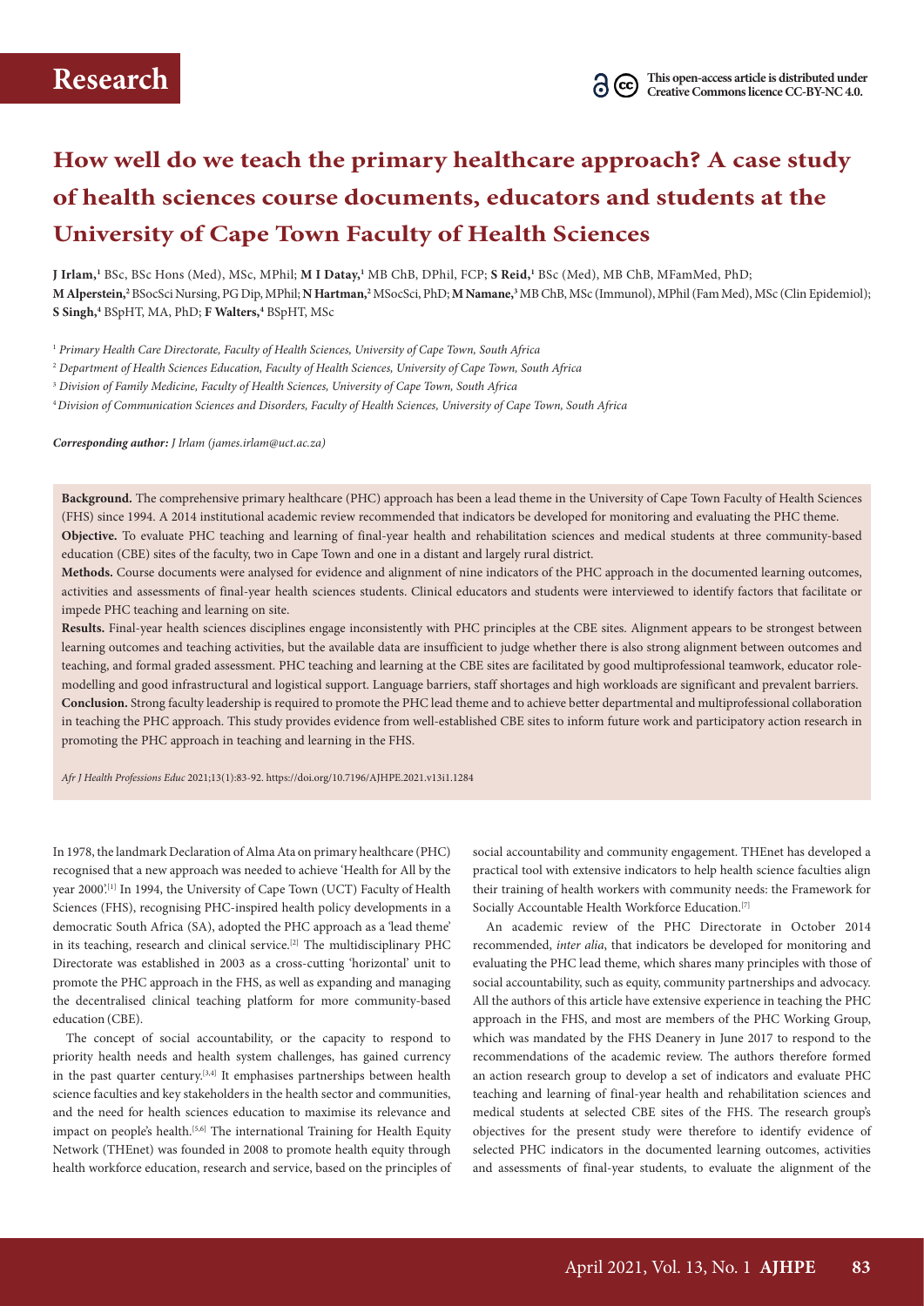# How well do we teach the primary healthcare approach? A case study of health sciences course documents, educators and students at the University of Cape Town Faculty of Health Sciences

**J Irlam,**[1] BSc, BSc Hons (Med), MSc, MPhil; **M I Datay,**[1] MB ChB, DPhil, FCP; **S Reid,**[1] BSc (Med), MB ChB, MFamMed, PhD; **M Alperstein,**[2] BSocSci Nursing, PG Dip, MPhil; **N Hartman,**[2] MSocSci, PhD; **M Namane,**[3] MB ChB, MSc (Immunol), MPhil (Fam Med), MSc (Clin Epidemiol); **S Singh,**[4] BSpPHT, MA, PhD; **F Walters,**[4] BSpPHT, MSc

[1] *Primary Health Care Directorate, Faculty of Health Sciences, University of Cape Town, South Africa*

[2] *Department of Health Sciences Education, Faculty of Health Sciences, University of Cape Town, South Africa*

[3] *Division of Family Medicine, Faculty of Health Sciences, University of Cape Town, South Africa*

[4] *Division of Communication Sciences and Disorders, Faculty of Health Sciences, University of Cape Town, South Africa*

***Corresponding author:** J Irlam (james.irlam@uct.ac.za)*

**Background.** The comprehensive primary healthcare (PHC) approach has been a lead theme in the University of Cape Town Faculty of Health Sciences (FHS) since 1994. A 2014 institutional academic review recommended that indicators be developed for monitoring and evaluating the PHC theme.

**Objective.** To evaluate PHC teaching and learning of final-year health and rehabilitation sciences and medical students at three community-based education (CBE) sites of the faculty, two in Cape Town and one in a distant and largely rural district.

**Methods.** Course documents were analysed for evidence and alignment of nine indicators of the PHC approach in the documented learning outcomes, activities and assessments of final-year health sciences students. Clinical educators and students were interviewed to identify factors that facilitate or impede PHC teaching and learning on site.

**Results.** Final-year health sciences disciplines engage inconsistently with PHC principles at the CBE sites. Alignment appears to be strongest between learning outcomes and teaching activities, but the available data are insufficient to judge whether there is also strong alignment between outcomes and teaching, and formal graded assessment. PHC teaching and learning at the CBE sites are facilitated by good multiprofessional teamwork, educator role-modelling and good infrastructural and logistical support. Language barriers, staff shortages and high workloads are significant and prevalent barriers.

**Conclusion.** Strong faculty leadership is required to promote the PHC lead theme and to achieve better departmental and multiprofessional collaboration in teaching the PHC approach. This study provides evidence from well-established CBE sites to inform future work and participatory action research in promoting the PHC approach in teaching and learning in the FHS.

*Afr J Health Professions Educ* 2021;13(1):83-92. https://doi.org/10.7196/AJHPE.2021.v13i1.1284

In 1978, the landmark Declaration of Alma Ata on primary healthcare (PHC) recognised that a new approach was needed to achieve 'Health for All by the year 2000'.[1] In 1994, the University of Cape Town (UCT) Faculty of Health Sciences (FHS), recognising PHC-inspired health policy developments in a democratic South Africa (SA), adopted the PHC approach as a 'lead theme' in its teaching, research and clinical service.[2] The multidisciplinary PHC Directorate was established in 2003 as a cross-cutting 'horizontal' unit to promote the PHC approach in the FHS, as well as expanding and managing the decentralised clinical teaching platform for more community-based education (CBE).

The concept of social accountability, or the capacity to respond to priority health needs and health system challenges, has gained currency in the past quarter century.[3,4] It emphasises partnerships between health science faculties and key stakeholders in the health sector and communities, and the need for health sciences education to maximise its relevance and impact on people's health.[5,6] The international Training for Health Equity Network (THEnet) was founded in 2008 to promote health equity through health workforce education, research and service, based on the principles of social accountability and community engagement. THEnet has developed a practical tool with extensive indicators to help health science faculties align their training of health workers with community needs: the Framework for Socially Accountable Health Workforce Education.[7]

An academic review of the PHC Directorate in October 2014 recommended, *inter alia*, that indicators be developed for monitoring and evaluating the PHC lead theme, which shares many principles with those of social accountability, such as equity, community partnerships and advocacy. All the authors of this article have extensive experience in teaching the PHC approach in the FHS, and most are members of the PHC Working Group, which was mandated by the FHS Deanery in June 2017 to respond to the recommendations of the academic review. The authors therefore formed an action research group to develop a set of indicators and evaluate PHC teaching and learning of final-year health and rehabilitation sciences and medical students at selected CBE sites of the FHS. The research group's objectives for the present study were therefore to identify evidence of selected PHC indicators in the documented learning outcomes, activities and assessments of final-year students, to evaluate the alignment of the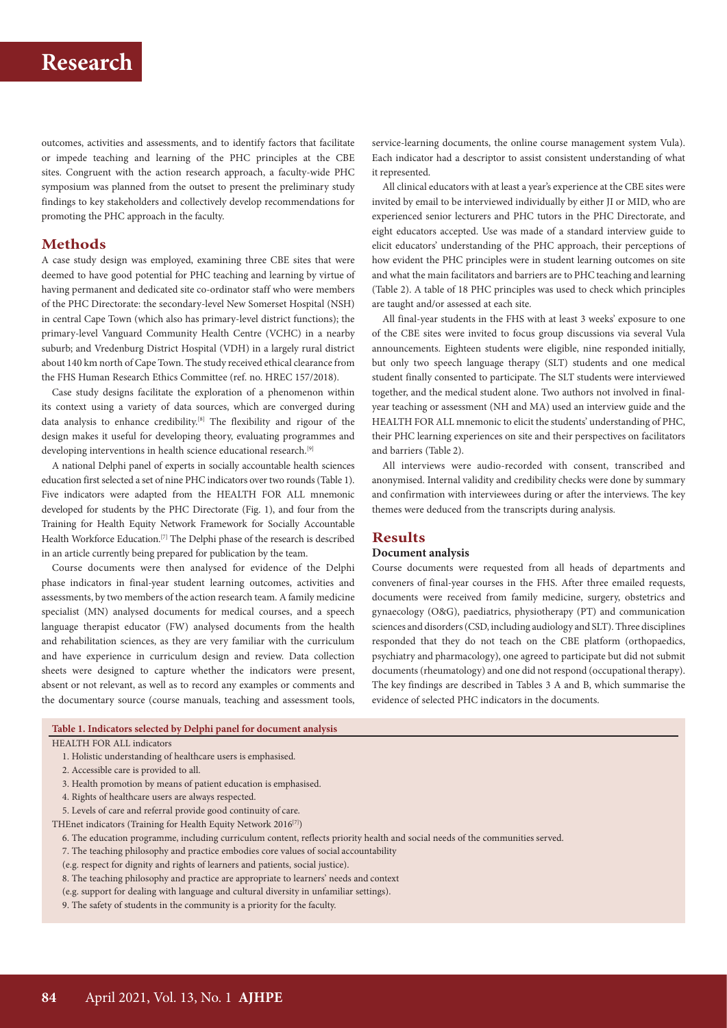outcomes, activities and assessments, and to identify factors that facilitate or impede teaching and learning of the PHC principles at the CBE sites. Congruent with the action research approach, a faculty-wide PHC symposium was planned from the outset to present the preliminary study findings to key stakeholders and collectively develop recommendations for promoting the PHC approach in the faculty.

## Methods

A case study design was employed, examining three CBE sites that were deemed to have good potential for PHC teaching and learning by virtue of having permanent and dedicated site co-ordinator staff who were members of the PHC Directorate: the secondary-level New Somerset Hospital (NSH) in central Cape Town (which also has primary-level district functions); the primary-level Vanguard Community Health Centre (VCHC) in a nearby suburb; and Vredenburg District Hospital (VDH) in a largely rural district about 140 km north of Cape Town. The study received ethical clearance from the FHS Human Research Ethics Committee (ref. no. HREC 157/2018).

Case study designs facilitate the exploration of a phenomenon within its context using a variety of data sources, which are converged during data analysis to enhance credibility.[8] The flexibility and rigour of the design makes it useful for developing theory, evaluating programmes and developing interventions in health science educational research.[9]

A national Delphi panel of experts in socially accountable health sciences education first selected a set of nine PHC indicators over two rounds (Table 1). Five indicators were adapted from the HEALTH FOR ALL mnemonic developed for students by the PHC Directorate (Fig. 1), and four from the Training for Health Equity Network Framework for Socially Accountable Health Workforce Education.[7] The Delphi phase of the research is described in an article currently being prepared for publication by the team.

Course documents were then analysed for evidence of the Delphi phase indicators in final-year student learning outcomes, activities and assessments, by two members of the action research team. A family medicine specialist (MN) analysed documents for medical courses, and a speech language therapist educator (FW) analysed documents from the health and rehabilitation sciences, as they are very familiar with the curriculum and have experience in curriculum design and review. Data collection sheets were designed to capture whether the indicators were present, absent or not relevant, as well as to record any examples or comments and the documentary source (course manuals, teaching and assessment tools, service-learning documents, the online course management system Vula). Each indicator had a descriptor to assist consistent understanding of what it represented.

All clinical educators with at least a year's experience at the CBE sites were invited by email to be interviewed individually by either JI or MID, who are experienced senior lecturers and PHC tutors in the PHC Directorate, and eight educators accepted. Use was made of a standard interview guide to elicit educators' understanding of the PHC approach, their perceptions of how evident the PHC principles were in student learning outcomes on site and what the main facilitators and barriers are to PHC teaching and learning (Table 2). A table of 18 PHC principles was used to check which principles are taught and/or assessed at each site.

All final-year students in the FHS with at least 3 weeks' exposure to one of the CBE sites were invited to focus group discussions via several Vula announcements. Eighteen students were eligible, nine responded initially, but only two speech language therapy (SLT) students and one medical student finally consented to participate. The SLT students were interviewed together, and the medical student alone. Two authors not involved in final-year teaching or assessment (NH and MA) used an interview guide and the HEALTH FOR ALL mnemonic to elicit the students' understanding of PHC, their PHC learning experiences on site and their perspectives on facilitators and barriers (Table 2).

All interviews were audio-recorded with consent, transcribed and anonymised. Internal validity and credibility checks were done by summary and confirmation with interviewees during or after the interviews. The key themes were deduced from the transcripts during analysis.

## Results

### Document analysis

Course documents were requested from all heads of departments and conveners of final-year courses in the FHS. After three emailed requests, documents were received from family medicine, surgery, obstetrics and gynaecology (O&G), paediatrics, physiotherapy (PT) and communication sciences and disorders (CSD, including audiology and SLT). Three disciplines responded that they do not teach on the CBE platform (orthopaedics, psychiatry and pharmacology), one agreed to participate but did not submit documents (rheumatology) and one did not respond (occupational therapy). The key findings are described in Tables 3 A and B, which summarise the evidence of selected PHC indicators in the documents.

**Table 1. Indicators selected by Delphi panel for document analysis**

HEALTH FOR ALL indicators

1. Holistic understanding of healthcare users is emphasised.
2. Accessible care is provided to all.
3. Health promotion by means of patient education is emphasised.
4. Rights of healthcare users are always respected.
5. Levels of care and referral provide good continuity of care.

THEnet indicators (Training for Health Equity Network 2016[7])

6. The education programme, including curriculum content, reflects priority health and social needs of the communities served.
7. The teaching philosophy and practice embodies core values of social accountability (e.g. respect for dignity and rights of learners and patients, social justice).
8. The teaching philosophy and practice are appropriate to learners' needs and context (e.g. support for dealing with language and cultural diversity in unfamiliar settings).
9. The safety of students in the community is a priority for the faculty.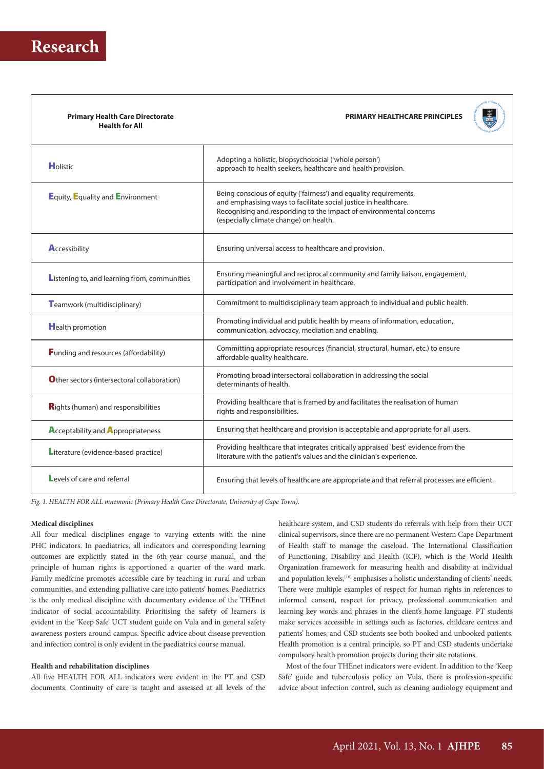| Primary Health Care Directorate Health for All | PRIMARY HEALTHCARE PRINCIPLES |
|---|---|
| **H**olistic | Adopting a holistic, biopsychosocial ('whole person') approach to health seekers, healthcare and health provision. |
| **E**quity, **E**quality and **E**nvironment | Being conscious of equity ('fairness') and equality requirements, and emphasising ways to facilitate social justice in healthcare. Recognising and responding to the impact of environmental concerns (especially climate change) on health. |
| **A**ccessibility | Ensuring universal access to healthcare and provision. |
| **L**istening to, and learning from, communities | Ensuring meaningful and reciprocal community and family liaison, engagement, participation and involvement in healthcare. |
| **T**eamwork (multidisciplinary) | Commitment to multidisciplinary team approach to individual and public health. |
| **H**ealth promotion | Promoting individual and public health by means of information, education, communication, advocacy, mediation and enabling. |
| **F**unding and resources (affordability) | Committing appropriate resources (financial, structural, human, etc.) to ensure affordable quality healthcare. |
| **O**ther sectors (intersectoral collaboration) | Promoting broad intersectoral collaboration in addressing the social determinants of health. |
| **R**ights (human) and responsibilities | Providing healthcare that is framed by and facilitates the realisation of human rights and responsibilities. |
| **A**cceptability and **A**ppropriateness | Ensuring that healthcare and provision is acceptable and appropriate for all users. |
| **L**iterature (evidence-based practice) | Providing healthcare that integrates critically appraised 'best' evidence from the literature with the patient's values and the clinician's experience. |
| **L**evels of care and referral | Ensuring that levels of healthcare are appropriate and that referral processes are efficient. |

*Fig. 1. HEALTH FOR ALL mnemonic (Primary Health Care Directorate, University of Cape Town).*

#### Medical disciplines

All four medical disciplines engage to varying extents with the nine PHC indicators. In paediatrics, all indicators and corresponding learning outcomes are explicitly stated in the 6th-year course manual, and the principle of human rights is apportioned a quarter of the ward mark. Family medicine promotes accessible care by teaching in rural and urban communities, and extending palliative care into patients' homes. Paediatrics is the only medical discipline with documentary evidence of the THEnet indicator of social accountability. Prioritising the safety of learners is evident in the 'Keep Safe' UCT student guide on Vula and in general safety awareness posters around campus. Specific advice about disease prevention and infection control is only evident in the paediatrics course manual.

#### Health and rehabilitation disciplines

All five HEALTH FOR ALL indicators were evident in the PT and CSD documents. Continuity of care is taught and assessed at all levels of the healthcare system, and CSD students do referrals with help from their UCT clinical supervisors, since there are no permanent Western Cape Department of Health staff to manage the caseload. The International Classification of Functioning, Disability and Health (ICF), which is the World Health Organization framework for measuring health and disability at individual and population levels,[10] emphasises a holistic understanding of clients' needs. There were multiple examples of respect for human rights in references to informed consent, respect for privacy, professional communication and learning key words and phrases in the client's home language. PT students make services accessible in settings such as factories, childcare centres and patients' homes, and CSD students see both booked and unbooked patients. Health promotion is a central principle, so PT and CSD students undertake compulsory health promotion projects during their site rotations.

Most of the four THEnet indicators were evident. In addition to the 'Keep Safe' guide and tuberculosis policy on Vula, there is profession-specific advice about infection control, such as cleaning audiology equipment and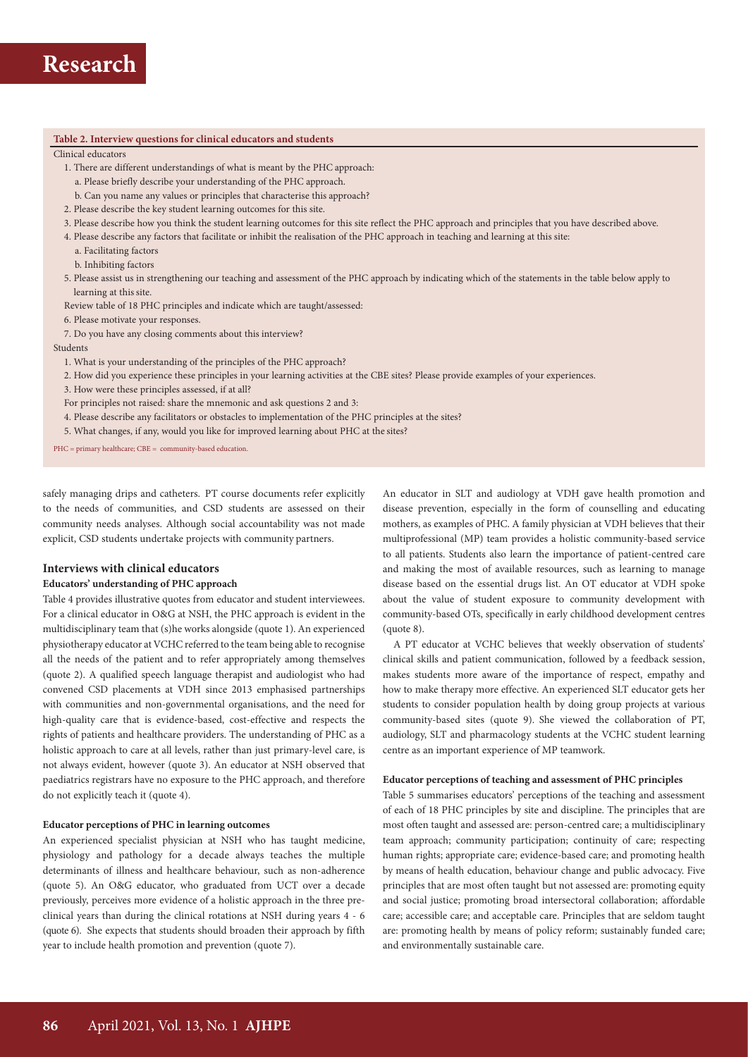**Table 2. Interview questions for clinical educators and students**

Clinical educators

1. There are different understandings of what is meant by the PHC approach:
   a. Please briefly describe your understanding of the PHC approach.
   b. Can you name any values or principles that characterise this approach?
2. Please describe the key student learning outcomes for this site.
3. Please describe how you think the student learning outcomes for this site reflect the PHC approach and principles that you have described above.
4. Please describe any factors that facilitate or inhibit the realisation of the PHC approach in teaching and learning at this site:
   a. Facilitating factors
   b. Inhibiting factors
5. Please assist us in strengthening our teaching and assessment of the PHC approach by indicating which of the statements in the table below apply to learning at this site.

Review table of 18 PHC principles and indicate which are taught/assessed:

6. Please motivate your responses.
7. Do you have any closing comments about this interview?

Students

1. What is your understanding of the principles of the PHC approach?
2. How did you experience these principles in your learning activities at the CBE sites? Please provide examples of your experiences.
3. How were these principles assessed, if at all?

For principles not raised: share the mnemonic and ask questions 2 and 3:

4. Please describe any facilitators or obstacles to implementation of the PHC principles at the sites?
5. What changes, if any, would you like for improved learning about PHC at the sites?

PHC = primary healthcare; CBE = community-based education.

safely managing drips and catheters. PT course documents refer explicitly to the needs of communities, and CSD students are assessed on their community needs analyses. Although social accountability was not made explicit, CSD students undertake projects with community partners.

## Interviews with clinical educators

### Educators' understanding of PHC approach

Table 4 provides illustrative quotes from educator and student interviewees. For a clinical educator in O&G at NSH, the PHC approach is evident in the multidisciplinary team that (s)he works alongside (quote 1). An experienced physiotherapy educator at VCHC referred to the team being able to recognise all the needs of the patient and to refer appropriately among themselves (quote 2). A qualified speech language therapist and audiologist who had convened CSD placements at VDH since 2013 emphasised partnerships with communities and non-governmental organisations, and the need for high-quality care that is evidence-based, cost-effective and respects the rights of patients and healthcare providers. The understanding of PHC as a holistic approach to care at all levels, rather than just primary-level care, is not always evident, however (quote 3). An educator at NSH observed that paediatrics registrars have no exposure to the PHC approach, and therefore do not explicitly teach it (quote 4).

### Educator perceptions of PHC in learning outcomes

An experienced specialist physician at NSH who has taught medicine, physiology and pathology for a decade always teaches the multiple determinants of illness and healthcare behaviour, such as non-adherence (quote 5). An O&G educator, who graduated from UCT over a decade previously, perceives more evidence of a holistic approach in the three pre-clinical years than during the clinical rotations at NSH during years 4 - 6 (quote 6). She expects that students should broaden their approach by fifth year to include health promotion and prevention (quote 7).

An educator in SLT and audiology at VDH gave health promotion and disease prevention, especially in the form of counselling and educating mothers, as examples of PHC. A family physician at VDH believes that their multiprofessional (MP) team provides a holistic community-based service to all patients. Students also learn the importance of patient-centred care and making the most of available resources, such as learning to manage disease based on the essential drugs list. An OT educator at VDH spoke about the value of student exposure to community development with community-based OTs, specifically in early childhood development centres (quote 8).

A PT educator at VCHC believes that weekly observation of students' clinical skills and patient communication, followed by a feedback session, makes students more aware of the importance of respect, empathy and how to make therapy more effective. An experienced SLT educator gets her students to consider population health by doing group projects at various community-based sites (quote 9). She viewed the collaboration of PT, audiology, SLT and pharmacology students at the VCHC student learning centre as an important experience of MP teamwork.

### Educator perceptions of teaching and assessment of PHC principles

Table 5 summarises educators' perceptions of the teaching and assessment of each of 18 PHC principles by site and discipline. The principles that are most often taught and assessed are: person-centred care; a multidisciplinary team approach; community participation; continuity of care; respecting human rights; appropriate care; evidence-based care; and promoting health by means of health education, behaviour change and public advocacy. Five principles that are most often taught but not assessed are: promoting equity and social justice; promoting broad intersectoral collaboration; affordable care; accessible care; and acceptable care. Principles that are seldom taught are: promoting health by means of policy reform; sustainably funded care; and environmentally sustainable care.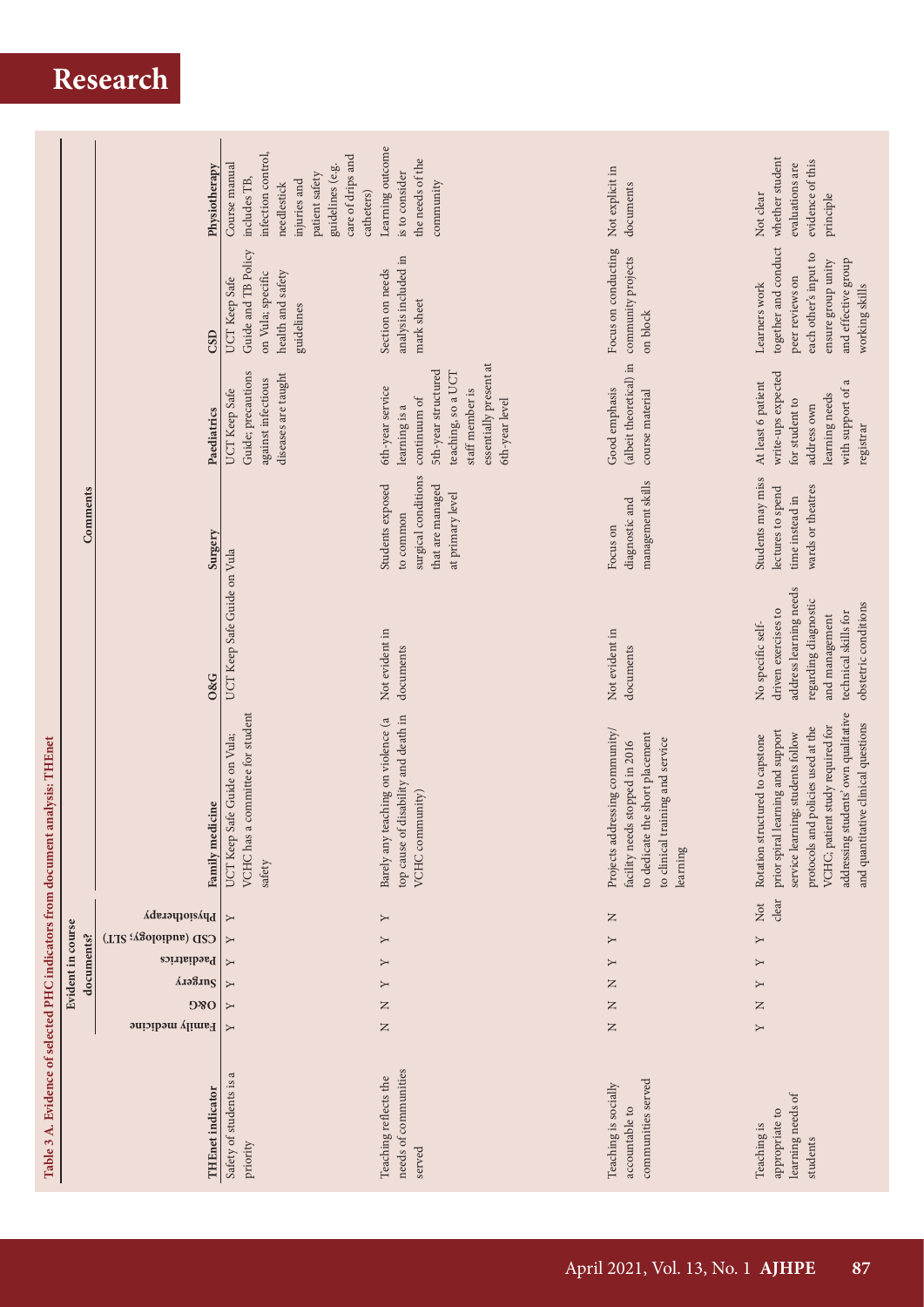Table 3 A. Evidence of selected PHC indicators from document analysis: THEnet

| THEnet indicator | Evident in course documents? | | | | | | Comments | | | | | |
|---|---|---|---|---|---|---|---|---|---|---|---|---|
| | Family medicine | O&G | Surgery | Paediatrics | CSD (audiology, SLT) | Physiotherapy | Family medicine | O&G | Surgery | Paediatrics | CSD | Physiotherapy |
| Safety of students is a priority | Y | Y | Y | Y | Y | Y | UCT Keep Safe Guide on Vula; VCHC has a committee for student safety | UCT Keep Safe Guide on Vula | | UCT Keep Safe Guide; precautions against infectious diseases are taught | UCT Keep Safe Guide and TB Policy on Vula; specific health and safety guidelines | Course manual includes TB, infection control, needlestick injuries and patient safety guidelines (e.g. care of drips and catheters) |
| Teaching reflects the needs of communities served | N | N | Y | Y | Y | Y | Barely any teaching on violence (a top cause of disability and death in VCHC community) | Not evident in documents | Students exposed to common surgical conditions that are managed at primary level | 6th-year service learning is a continuum of 5th-year structured teaching, so a UCT staff member is essentially present at 6th-year level | Section on needs analysis included in mark sheet | Learning outcome is to consider the needs of the community |
| Teaching is socially accountable to communities served | N | N | N | Y | Y | N | Projects addressing community/facility needs stopped in 2016 to dedicate the short placement to clinical training and service learning | Not evident in documents | Focus on diagnostic and management skills | Good emphasis (albeit theoretical) in course material | Focus on conducting community projects on block | Not explicit in documents |
| Teaching is appropriate to learning needs of students | Y | N | Y | Y | Y | Not clear | Rotation structured to capstone prior spiral learning and support service learning; students follow protocols and policies used at the VCHC; patient study required for addressing students' own qualitative and quantitative clinical questions | No specific self-driven exercises to address learning needs regarding diagnostic and management technical skills for obstetric conditions | Students may miss lectures to spend time instead in wards or theatres | At least 6 patient write-ups expected for student to address own learning needs with support of a registrar | Learners work together and conduct peer reviews on each other's input to ensure group unity and effective group working skills | Not clear whether student evaluations are evidence of this principle |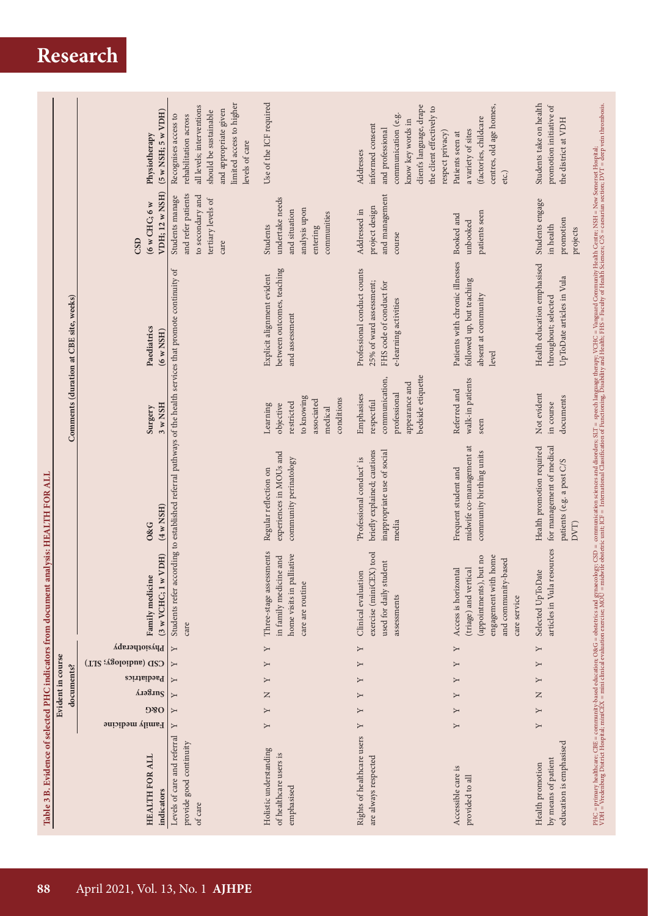Table 3 B. Evidence of selected PHC indicators from document analysis: HEALTH FOR ALL

| HEALTH FOR ALL indicators | Evident in course documents? | | | | | | Comments (duration at CBE site, weeks) | | | | | |
|---|---|---|---|---|---|---|---|---|---|---|---|---|
| | Family medicine | O&G | Surgery | Paediatrics | CSD (audiology; SLT) | Physiotherapy | Family medicine (3 w VCHC; 1 w VDH) | O&G (4 w NSH) | Surgery 3 w NSH | Paediatrics (6 w NSH) | CSD (6 w CHC; 6 w VDH; 12 w NSH) | Physiotherapy (5 w NSH; 5 w VDH) |
| Levels of care and referral provide good continuity of care | Y | Y | Y | Y | Y | Y | Students refer according to established referral pathways of the health services that promote continuity of care | | | | Students manage and refer patients to secondary and tertiary levels of care | Recognises access to rehabilitation across all levels; interventions should be sustainable and appropriate given limited access to higher levels of care |
| Holistic understanding of healthcare users is emphasised | Y | Y | N | Y | Y | Y | Three-stage assessments in family medicine and home visits in palliative care are routine | Regular reflection on experiences in MOUs and community perinatology | Learning objective restricted to knowing associated medical conditions | Explicit alignment evident between outcomes, teaching and assessment | Students undertake needs and situation analysis upon entering communities | Use of the ICF required |
| Rights of healthcare users are always respected | Y | Y | Y | Y | Y | Y | Clinical evaluation exercise (miniCEX) tool used for daily student assessments | 'Professional conduct' is briefly explained; cautions inappropriate use of social media | Emphasises respectful communication, professional appearance and bedside etiquette | Professional conduct counts 25% of ward assessment; FHS code of conduct for e-learning activities | Addressed in project design and management course | Addresses informed consent and professional communication (e.g. know key words in client's language, drape the client effectively to respect privacy) |
| Accessible care is provided to all | Y | Y | Y | Y | Y | Y | Access is horizontal (triage) and vertical (appointments), but no engagement with home and community-based care service | Frequent student and midwife co-management at community birthing units | Referred and walk-in patients seen | Patients with chronic illnesses followed up, but teaching absent at community level | Booked and unbooked patients seen | Patients seen at a variety of sites (factories, childcare centres, old age homes, etc.) |
| Health promotion by means of patient education is emphasised | Y | Y | N | Y | Y | Y | Selected UpToDate articles in Vula resources | Health promotion required for management of medical patients (e.g. a post C/S DVT) | Not evident in course documents | Health education emphasised throughout; selected UpToDate articles in Vula | Students engage in health promotion projects | Students take on health promotion initiative of the district at VDH |

PHC = primary healthcare; CBE = community-based education; O&G = obstetrics and gynaecology; CSD = communication sciences and disorders; SLT = speech language therapy; VCHC = Vanguard Community Health Centre; NSH = New Somerset Hospital; VDH = Vredenburg District Hospital; miniCEX = mini clinical evaluation exercise; MOU = midwife obstetric unit; ICF = International Classification of Functioning, Disability and Health; FHS = Faculty of Health Sciences; C/S = caesarian section; DVT = deep vein thrombosis.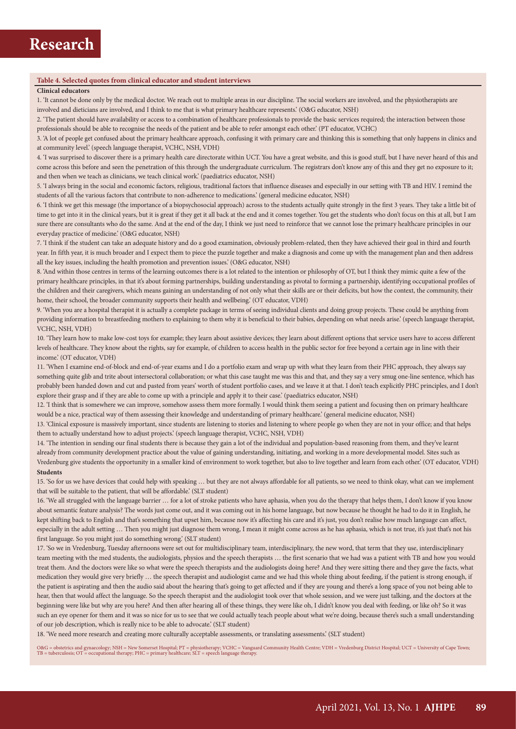**Table 4. Selected quotes from clinical educator and student interviews**

**Clinical educators**

1. 'It cannot be done only by the medical doctor. We reach out to multiple areas in our discipline. The social workers are involved, and the physiotherapists are involved and dieticians are involved, and I think to me that is what primary healthcare represents.' (O&G educator, NSH)

2. 'The patient should have availability or access to a combination of healthcare professionals to provide the basic services required; the interaction between those professionals should be able to recognise the needs of the patient and be able to refer amongst each other.' (PT educator, VCHC)

3. 'A lot of people get confused about the primary healthcare approach, confusing it with primary care and thinking this is something that only happens in clinics and at community level.' (speech language therapist, VCHC, NSH, VDH)

4. 'I was surprised to discover there is a primary health care directorate within UCT. You have a great website, and this is good stuff, but I have never heard of this and come across this before and seen the penetration of this through the undergraduate curriculum. The registrars don't know any of this and they get no exposure to it; and then when we teach as clinicians, we teach clinical work.' (paediatrics educator, NSH)

5. 'I always bring in the social and economic factors, religious, traditional factors that influence diseases and especially in our setting with TB and HIV. I remind the students of all the various factors that contribute to non-adherence to medications.' (general medicine educator, NSH)

6. 'I think we get this message (the importance of a biopsychosocial approach) across to the students actually quite strongly in the first 3 years. They take a little bit of time to get into it in the clinical years, but it is great if they get it all back at the end and it comes together. You get the students who don't focus on this at all, but I am sure there are consultants who do the same. And at the end of the day, I think we just need to reinforce that we cannot lose the primary healthcare principles in our everyday practice of medicine.' (O&G educator, NSH)

7. 'I think if the student can take an adequate history and do a good examination, obviously problem-related, then they have achieved their goal in third and fourth year. In fifth year, it is much broader and I expect them to piece the puzzle together and make a diagnosis and come up with the management plan and then address all the key issues, including the health promotion and prevention issues.' (O&G educator, NSH)

8. 'And within those centres in terms of the learning outcomes there is a lot related to the intention or philosophy of OT, but I think they mimic quite a few of the primary healthcare principles, in that it's about forming partnerships, building understanding as pivotal to forming a partnership, identifying occupational profiles of the children and their caregivers, which means gaining an understanding of not only what their skills are or their deficits, but how the context, the community, their home, their school, the broader community supports their health and wellbeing.' (OT educator, VDH)

9. 'When you are a hospital therapist it is actually a complete package in terms of seeing individual clients and doing group projects. These could be anything from providing information to breastfeeding mothers to explaining to them why it is beneficial to their babies, depending on what needs arise.' (speech language therapist, VCHC, NSH, VDH)

10. 'They learn how to make low-cost toys for example; they learn about assistive devices; they learn about different options that service users have to access different levels of healthcare. They know about the rights, say for example, of children to access health in the public sector for free beyond a certain age in line with their income.' (OT educator, VDH)

11. 'When I examine end-of-block and end-of-year exams and I do a portfolio exam and wrap up with what they learn from their PHC approach, they always say something quite glib and trite about intersectoral collaboration; or what this case taught me was this and that, and they say a very smug one-line sentence, which has probably been handed down and cut and pasted from years' worth of student portfolio cases, and we leave it at that. I don't teach explicitly PHC principles, and I don't explore their grasp and if they are able to come up with a principle and apply it to their case.' (paediatrics educator, NSH)

12. 'I think that is somewhere we can improve, somehow assess them more formally. I would think them seeing a patient and focusing then on primary healthcare would be a nice, practical way of them assessing their knowledge and understanding of primary healthcare.' (general medicine educator, NSH)

13. 'Clinical exposure is massively important, since students are listening to stories and listening to where people go when they are not in your office; and that helps them to actually understand how to adjust projects.' (speech language therapist, VCHC, NSH, VDH)

14. 'The intention in sending our final students there is because they gain a lot of the individual and population-based reasoning from them, and they've learnt already from community development practice about the value of gaining understanding, initiating, and working in a more developmental model. Sites such as Vredenburg give students the opportunity in a smaller kind of environment to work together, but also to live together and learn from each other.' (OT educator, VDH)

**Students**

15. 'So for us we have devices that could help with speaking … but they are not always affordable for all patients, so we need to think okay, what can we implement that will be suitable to the patient, that will be affordable.' (SLT student)

16. 'We all struggled with the language barrier … for a lot of stroke patients who have aphasia, when you do the therapy that helps them, I don't know if you know about semantic feature analysis? The words just come out, and it was coming out in his home language, but now because he thought he had to do it in English, he kept shifting back to English and that's something that upset him, because now it's affecting his care and it's just, you don't realise how much language can affect, especially in the adult setting … Then you might just diagnose them wrong, I mean it might come across as he has aphasia, which is not true, it's just that's not his first language. So you might just do something wrong.' (SLT student)

17. 'So we in Vredenburg, Tuesday afternoons were set out for multidisciplinary team, interdisciplinary, the new word, that term that they use, interdisciplinary team meeting with the med students, the audiologists, physios and the speech therapists … the first scenario that we had was a patient with TB and how you would treat them. And the doctors were like so what were the speech therapists and the audiologists doing here? And they were sitting there and they gave the facts, what medication they would give very briefly … the speech therapist and audiologist came and we had this whole thing about feeding, if the patient is strong enough, if the patient is aspirating and then the audio said about the hearing that's going to get affected and if they are young and there's a long space of you not being able to hear, then that would affect the language. So the speech therapist and the audiologist took over that whole session, and we were just talking, and the doctors at the beginning were like but why are you here? And then after hearing all of these things, they were like oh, I didn't know you deal with feeding, or like oh? So it was such an eye opener for them and it was so nice for us to see that we could actually teach people about what we're doing, because there's such a small understanding of our job description, which is really nice to be able to advocate.' (SLT student)

18. 'We need more research and creating more culturally acceptable assessments, or translating assessments.' (SLT student)

O&G = obstetrics and gynaecology; NSH = New Somerset Hospital; PT = physiotherapy; VCHC = Vanguard Community Health Centre; VDH = Vredenburg District Hospital; UCT = University of Cape Town; TB = tuberculosis; OT = occupational therapy; PHC = primary healthcare; SLT = speech language therapy.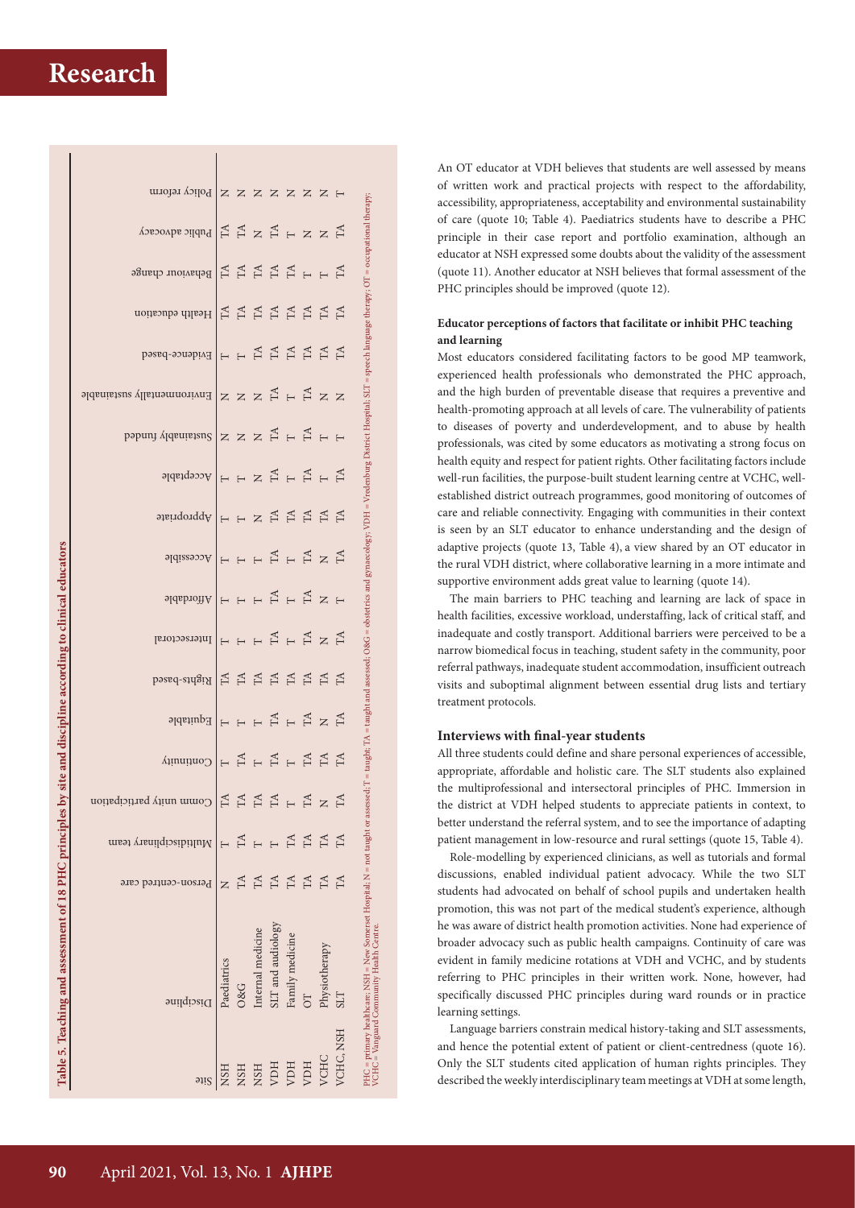**Table 5. Teaching and assessment of 18 PHC principles by site and discipline according to clinical educators**

| Site | Discipline | Person-centred care | Multidisciplinary team | Community participation | Continuity | Equitable | Rights-based | Intersectoral | Affordable | Accessible | Appropriate | Acceptable | Sustainably funded | Environmentally sustainable | Evidence-based | Health education | Behaviour change | Public advocacy | Policy reform |
|---|---|---|---|---|---|---|---|---|---|---|---|---|---|---|---|---|---|---|---|
| NSH | Paediatrics | N | T | TA | T | T | TA | T | T | T | T | T | N | N | T | TA | TA | TA | N |
| NSH | O&G | TA | TA | TA | TA | T | TA | T | T | T | T | T | N | N | T | TA | TA | TA | N |
| NSH | Internal medicine | TA | T | TA | T | T | TA | T | T | T | N | N | N | N | TA | TA | TA | N | N |
| VDH | SLT and audiology | TA | T | TA | TA | TA | TA | TA | TA | TA | TA | TA | TA | TA | TA | TA | TA | TA | N |
| VDH | Family medicine | TA | TA | T | T | T | TA | T | T | T | TA | T | T | T | TA | TA | TA | T | N |
| VDH | OT | TA | TA | TA | TA | TA | TA | TA | TA | TA | TA | TA | TA | TA | TA | TA | T | N | N |
| VCHC | Physiotherapy | TA | TA | N | TA | N | TA | N | N | N | TA | T | T | N | TA | TA | T | N | N |
| VCHC, NSH | SLT | TA | TA | TA | TA | TA | TA | TA | T | TA | TA | TA | T | N | TA | TA | TA | TA | T |

PHC = primary healthcare; NSH = New Somerset Hospital; N = not taught or assessed; T = taught; TA = taught and assessed; O&G = obstetrics and gynaecology; VDH = Vredenburg District Hospital; SLT = speech language therapy; OT = occupational therapy; VCHC = Vanguard Community Health Centre.

An OT educator at VDH believes that students are well assessed by means of written work and practical projects with respect to the affordability, accessibility, appropriateness, acceptability and environmental sustainability of care (quote 10; Table 4). Paediatrics students have to describe a PHC principle in their case report and portfolio examination, although an educator at NSH expressed some doubts about the validity of the assessment (quote 11). Another educator at NSH believes that formal assessment of the PHC principles should be improved (quote 12).

#### Educator perceptions of factors that facilitate or inhibit PHC teaching and learning

Most educators considered facilitating factors to be good MP teamwork, experienced health professionals who demonstrated the PHC approach, and the high burden of preventable disease that requires a preventive and health-promoting approach at all levels of care. The vulnerability of patients to diseases of poverty and underdevelopment, and to abuse by health professionals, was cited by some educators as motivating a strong focus on health equity and respect for patient rights. Other facilitating factors include well-run facilities, the purpose-built student learning centre at VCHC, well-established district outreach programmes, good monitoring of outcomes of care and reliable connectivity. Engaging with communities in their context is seen by an SLT educator to enhance understanding and the design of adaptive projects (quote 13, Table 4), a view shared by an OT educator in the rural VDH district, where collaborative learning in a more intimate and supportive environment adds great value to learning (quote 14).

The main barriers to PHC teaching and learning are lack of space in health facilities, excessive workload, understaffing, lack of critical staff, and inadequate and costly transport. Additional barriers were perceived to be a narrow biomedical focus in teaching, student safety in the community, poor referral pathways, inadequate student accommodation, insufficient outreach visits and suboptimal alignment between essential drug lists and tertiary treatment protocols.

#### Interviews with final-year students

All three students could define and share personal experiences of accessible, appropriate, affordable and holistic care. The SLT students also explained the multiprofessional and intersectoral principles of PHC. Immersion in the district at VDH helped students to appreciate patients in context, to better understand the referral system, and to see the importance of adapting patient management in low-resource and rural settings (quote 15, Table 4).

Role-modelling by experienced clinicians, as well as tutorials and formal discussions, enabled individual patient advocacy. While the two SLT students had advocated on behalf of school pupils and undertaken health promotion, this was not part of the medical student's experience, although he was aware of district health promotion activities. None had experience of broader advocacy such as public health campaigns. Continuity of care was evident in family medicine rotations at VDH and VCHC, and by students referring to PHC principles in their written work. None, however, had specifically discussed PHC principles during ward rounds or in practice learning settings.

Language barriers constrain medical history-taking and SLT assessments, and hence the potential extent of patient or client-centredness (quote 16). Only the SLT students cited application of human rights principles. They described the weekly interdisciplinary team meetings at VDH at some length,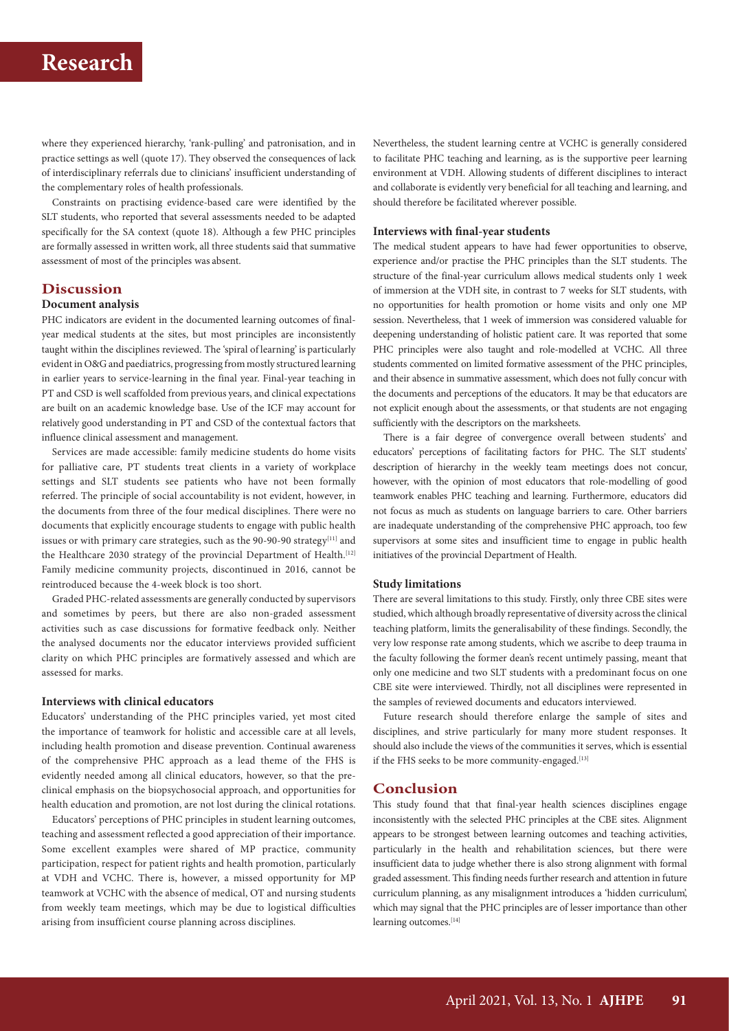where they experienced hierarchy, 'rank-pulling' and patronisation, and in practice settings as well (quote 17). They observed the consequences of lack of interdisciplinary referrals due to clinicians' insufficient understanding of the complementary roles of health professionals.

Constraints on practising evidence-based care were identified by the SLT students, who reported that several assessments needed to be adapted specifically for the SA context (quote 18). Although a few PHC principles are formally assessed in written work, all three students said that summative assessment of most of the principles was absent.

## Discussion

### Document analysis

PHC indicators are evident in the documented learning outcomes of final-year medical students at the sites, but most principles are inconsistently taught within the disciplines reviewed. The 'spiral of learning' is particularly evident in O&G and paediatrics, progressing from mostly structured learning in earlier years to service-learning in the final year. Final-year teaching in PT and CSD is well scaffolded from previous years, and clinical expectations are built on an academic knowledge base. Use of the ICF may account for relatively good understanding in PT and CSD of the contextual factors that influence clinical assessment and management.

Services are made accessible: family medicine students do home visits for palliative care, PT students treat clients in a variety of workplace settings and SLT students see patients who have not been formally referred. The principle of social accountability is not evident, however, in the documents from three of the four medical disciplines. There were no documents that explicitly encourage students to engage with public health issues or with primary care strategies, such as the 90-90-90 strategy[11] and the Healthcare 2030 strategy of the provincial Department of Health.[12] Family medicine community projects, discontinued in 2016, cannot be reintroduced because the 4-week block is too short.

Graded PHC-related assessments are generally conducted by supervisors and sometimes by peers, but there are also non-graded assessment activities such as case discussions for formative feedback only. Neither the analysed documents nor the educator interviews provided sufficient clarity on which PHC principles are formatively assessed and which are assessed for marks.

### Interviews with clinical educators

Educators' understanding of the PHC principles varied, yet most cited the importance of teamwork for holistic and accessible care at all levels, including health promotion and disease prevention. Continual awareness of the comprehensive PHC approach as a lead theme of the FHS is evidently needed among all clinical educators, however, so that the pre-clinical emphasis on the biopsychosocial approach, and opportunities for health education and promotion, are not lost during the clinical rotations.

Educators' perceptions of PHC principles in student learning outcomes, teaching and assessment reflected a good appreciation of their importance. Some excellent examples were shared of MP practice, community participation, respect for patient rights and health promotion, particularly at VDH and VCHC. There is, however, a missed opportunity for MP teamwork at VCHC with the absence of medical, OT and nursing students from weekly team meetings, which may be due to logistical difficulties arising from insufficient course planning across disciplines.

Nevertheless, the student learning centre at VCHC is generally considered to facilitate PHC teaching and learning, as is the supportive peer learning environment at VDH. Allowing students of different disciplines to interact and collaborate is evidently very beneficial for all teaching and learning, and should therefore be facilitated wherever possible.

### Interviews with final-year students

The medical student appears to have had fewer opportunities to observe, experience and/or practise the PHC principles than the SLT students. The structure of the final-year curriculum allows medical students only 1 week of immersion at the VDH site, in contrast to 7 weeks for SLT students, with no opportunities for health promotion or home visits and only one MP session. Nevertheless, that 1 week of immersion was considered valuable for deepening understanding of holistic patient care. It was reported that some PHC principles were also taught and role-modelled at VCHC. All three students commented on limited formative assessment of the PHC principles, and their absence in summative assessment, which does not fully concur with the documents and perceptions of the educators. It may be that educators are not explicit enough about the assessments, or that students are not engaging sufficiently with the descriptors on the marksheets.

There is a fair degree of convergence overall between students' and educators' perceptions of facilitating factors for PHC. The SLT students' description of hierarchy in the weekly team meetings does not concur, however, with the opinion of most educators that role-modelling of good teamwork enables PHC teaching and learning. Furthermore, educators did not focus as much as students on language barriers to care. Other barriers are inadequate understanding of the comprehensive PHC approach, too few supervisors at some sites and insufficient time to engage in public health initiatives of the provincial Department of Health.

### Study limitations

There are several limitations to this study. Firstly, only three CBE sites were studied, which although broadly representative of diversity across the clinical teaching platform, limits the generalisability of these findings. Secondly, the very low response rate among students, which we ascribe to deep trauma in the faculty following the former dean's recent untimely passing, meant that only one medicine and two SLT students with a predominant focus on one CBE site were interviewed. Thirdly, not all disciplines were represented in the samples of reviewed documents and educators interviewed.

Future research should therefore enlarge the sample of sites and disciplines, and strive particularly for many more student responses. It should also include the views of the communities it serves, which is essential if the FHS seeks to be more community-engaged.[13]

## Conclusion

This study found that that final-year health sciences disciplines engage inconsistently with the selected PHC principles at the CBE sites. Alignment appears to be strongest between learning outcomes and teaching activities, particularly in the health and rehabilitation sciences, but there were insufficient data to judge whether there is also strong alignment with formal graded assessment. This finding needs further research and attention in future curriculum planning, as any misalignment introduces a 'hidden curriculum', which may signal that the PHC principles are of lesser importance than other learning outcomes.[14]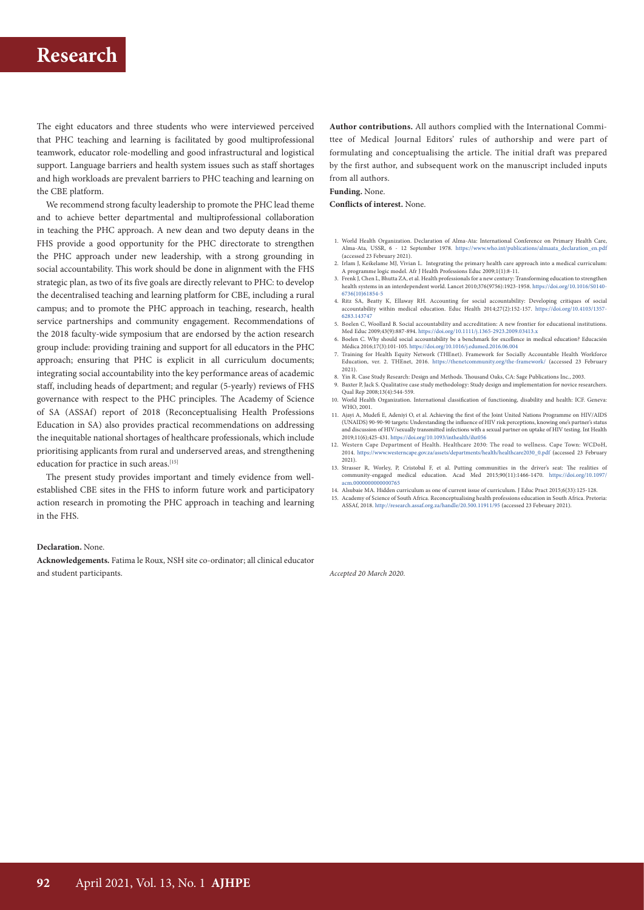The eight educators and three students who were interviewed perceived that PHC teaching and learning is facilitated by good multiprofessional teamwork, educator role-modelling and good infrastructural and logistical support. Language barriers and health system issues such as staff shortages and high workloads are prevalent barriers to PHC teaching and learning on the CBE platform.

We recommend strong faculty leadership to promote the PHC lead theme and to achieve better departmental and multiprofessional collaboration in teaching the PHC approach. A new dean and two deputy deans in the FHS provide a good opportunity for the PHC directorate to strengthen the PHC approach under new leadership, with a strong grounding in social accountability. This work should be done in alignment with the FHS strategic plan, as two of its five goals are directly relevant to PHC: to develop the decentralised teaching and learning platform for CBE, including a rural campus; and to promote the PHC approach in teaching, research, health service partnerships and community engagement. Recommendations of the 2018 faculty-wide symposium that are endorsed by the action research group include: providing training and support for all educators in the PHC approach; ensuring that PHC is explicit in all curriculum documents; integrating social accountability into the key performance areas of academic staff, including heads of department; and regular (5-yearly) reviews of FHS governance with respect to the PHC principles. The Academy of Science of SA (ASSAf) report of 2018 (Reconceptualising Health Professions Education in SA) also provides practical recommendations on addressing the inequitable national shortages of healthcare professionals, which include prioritising applicants from rural and underserved areas, and strengthening education for practice in such areas.[15]

The present study provides important and timely evidence from well-established CBE sites in the FHS to inform future work and participatory action research in promoting the PHC approach in teaching and learning in the FHS.

**Declaration.** None.

**Acknowledgements.** Fatima le Roux, NSH site co-ordinator; all clinical educator and student participants.

**Author contributions.** All authors complied with the International Committee of Medical Journal Editors' rules of authorship and were part of formulating and conceptualising the article. The initial draft was prepared by the first author, and subsequent work on the manuscript included inputs from all authors.

**Funding.** None.

**Conflicts of interest.** None.

1. World Health Organization. Declaration of Alma-Ata: International Conference on Primary Health Care, Alma-Ata, USSR, 6 - 12 September 1978. https://www.who.int/publications/almaata_declaration_en.pdf (accessed 23 February 2021).
2. Irlam J, Keikelame MJ, Vivian L. Integrating the primary health care approach into a medical curriculum: A programme logic model. Afr J Health Professions Educ 2009;1(1):8-11.
3. Frenk J, Chen L, Bhutta ZA, et al. Health professionals for a new century: Transforming education to strengthen health systems in an interdependent world. Lancet 2010;376(9756):1923-1958. https://doi.org/10.1016/S0140-6736(10)61854-5
4. Ritz SA, Beatty K, Ellaway RH. Accounting for social accountability: Developing critiques of social accountability within medical education. Educ Health 2014;27(2):152-157. https://doi.org/10.4103/1357-6283.143747
5. Boelen C, Woollard B. Social accountability and accreditation: A new frontier for educational institutions. Med Educ 2009;43(9):887-894. https://doi.org/10.1111/j.1365-2923.2009.03413.x
6. Boelen C. Why should social accountability be a benchmark for excellence in medical education? Educación Médica 2016;17(3):101-105. https://doi.org/10.1016/j.edumed.2016.06.004
7. Training for Health Equity Network (THEnet). Framework for Socially Accountable Health Workforce Education, ver. 2. THEnet, 2016. https://thenetcommunity.org/the-framework/ (accessed 23 February 2021).
8. Yin R. Case Study Research: Design and Methods. Thousand Oaks, CA: Sage Publications Inc., 2003.
9. Baxter P, Jack S. Qualitative case study methodology: Study design and implementation for novice researchers. Qual Rep 2008;13(4):544-559.
10. World Health Organization. International classification of functioning, disability and health: ICF. Geneva: WHO, 2001.
11. Ajayi A, Mudefi E, Adeniyi O, et al. Achieving the first of the Joint United Nations Programme on HIV/AIDS (UNAIDS) 90-90-90 targets: Understanding the influence of HIV risk perceptions, knowing one's partner's status and discussion of HIV/sexually transmitted infections with a sexual partner on uptake of HIV testing. Int Health 2019;11(6);425-431. https://doi.org/10.1093/inthealth/ihz056
12. Western Cape Department of Health. Healthcare 2030: The road to wellness. Cape Town: WCDoH, 2014. https://www.westerncape.gov.za/assets/departments/health/healthcare2030_0.pdf (accessed 23 February 2021).
13. Strasser R, Worley, P, Cristobal F, et al. Putting communities in the driver's seat: The realities of community-engaged medical education. Acad Med 2015;90(11):1466-1470. https://doi.org/10.1097/acm.0000000000000765
14. Alsubaie MA. Hidden curriculum as one of current issue of curriculum. J Educ Pract 2015;6(33):125-128.
15. Academy of Science of South Africa. Reconceptualising health professions education in South Africa. Pretoria: ASSAf, 2018. http://research.assaf.org.za/handle/20.500.11911/95 (accessed 23 February 2021).

*Accepted 20 March 2020.*